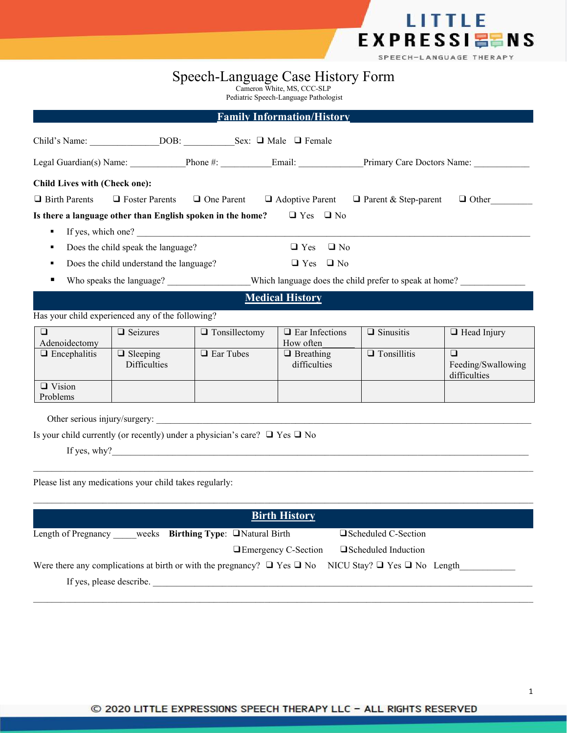# Speech-Language Case History Form

Cameron White, MS, CCC-SLP
Pediatric Speech-Language Pathologist

## Family Information/History

Child's Name: _______________DOB: ___________Sex: ❑ Male ❑ Female

Legal Guardian(s) Name: ____________Phone #: ___________Email: ______________Primary Care Doctors Name: ____________

**Child Lives with (Check one):**

❑ Birth Parents ❑ Foster Parents ❑ One Parent ❑ Adoptive Parent ❑ Parent & Step-parent ❑ Other_________

**Is there a language other than English spoken in the home?** ❑ Yes ❑ No

- If yes, which one? ___________________________________________________________________________________
- Does the child speak the language? ❑ Yes ❑ No
- Does the child understand the language? ❑ Yes ❑ No
- Who speaks the language? _________________Which language does the child prefer to speak at home? ______________

## Medical History

Has your child experienced any of the following?

| | | | | | |
|---|---|---|---|---|---|
| ❑ Adenoidectomy | ❑ Seizures | ❑ Tonsillectomy | ❑ Ear Infections How often_______ | ❑ Sinusitis | ❑ Head Injury |
| ❑ Encephalitis | ❑ Sleeping Difficulties | ❑ Ear Tubes | ❑ Breathing difficulties | ❑ Tonsillitis | ❑ Feeding/Swallowing difficulties |
| ❑ Vision Problems | | | | | |

Other serious injury/surgery: ______________________________________________________________________________

Is your child currently (or recently) under a physician's care? ❑ Yes ❑ No

If yes, why?_______________________________________________________________________________________

_____________________________________________________________________________________________________

Please list any medications your child takes regularly:

_____________________________________________________________________________________________________

## Birth History

Length of Pregnancy _____weeks **Birthing Type**: ❑Natural Birth ❑Scheduled C-Section ❑Emergency C-Section ❑Scheduled Induction

Were there any complications at birth or with the pregnancy? ❑ Yes ❑ No NICU Stay? ❑ Yes ❑ No Length___________

If yes, please describe. _____________________________________________________________________________

_____________________________________________________________________________________________________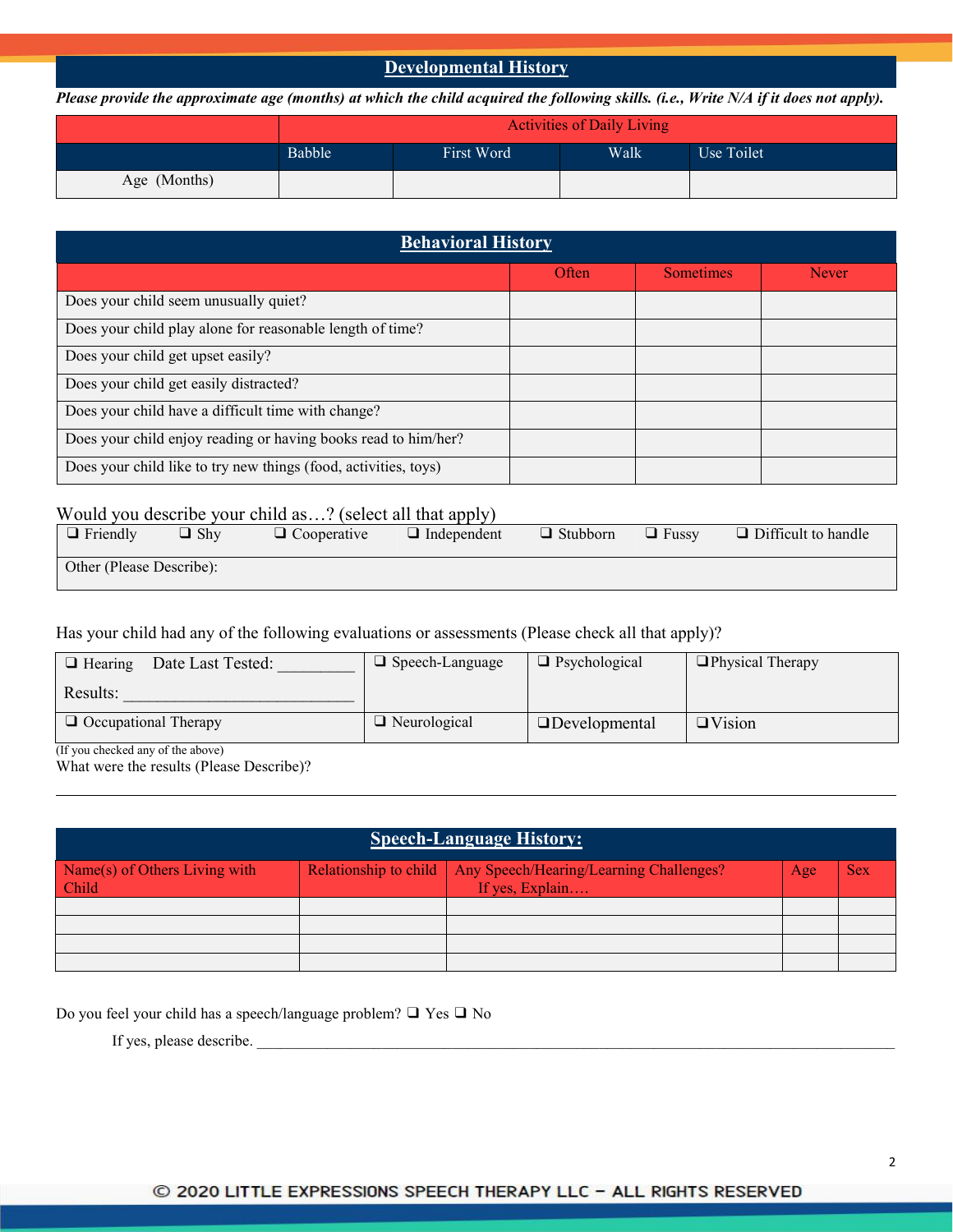## Developmental History

***Please provide the approximate age (months) at which the child acquired the following skills. (i.e., Write N/A if it does not apply).***

| | Activities of Daily Living | | | |
|---|---|---|---|---|
| | Babble | First Word | Walk | Use Toilet |
| Age (Months) | | | | |

## Behavioral History

| | Often | Sometimes | Never |
|---|---|---|---|
| Does your child seem unusually quiet? | | | |
| Does your child play alone for reasonable length of time? | | | |
| Does your child get upset easily? | | | |
| Does your child get easily distracted? | | | |
| Does your child have a difficult time with change? | | | |
| Does your child enjoy reading or having books read to him/her? | | | |
| Does your child like to try new things (food, activities, toys) | | | |

Would you describe your child as…? (select all that apply)

❑ Friendly ❑ Shy ❑ Cooperative ❑ Independent ❑ Stubborn ❑ Fussy ❑ Difficult to handle

Other (Please Describe):

Has your child had any of the following evaluations or assessments (Please check all that apply)?

| | | | |
|---|---|---|---|
| ❑ Hearing Date Last Tested: _________ Results: ___________________________ | ❑ Speech-Language | ❑ Psychological | ❑ Physical Therapy |
| ❑ Occupational Therapy | ❑ Neurological | ❑ Developmental | ❑ Vision |

(If you checked any of the above)
What were the results (Please Describe)?

---

## Speech-Language History:

| Name(s) of Others Living with Child | Relationship to child | Any Speech/Hearing/Learning Challenges? If yes, Explain…. | Age | Sex |
|---|---|---|---|---|
| | | | | |
| | | | | |
| | | | | |
| | | | | |

Do you feel your child has a speech/language problem? ❑ Yes ❑ No

If yes, please describe. ___________________________________________________________________________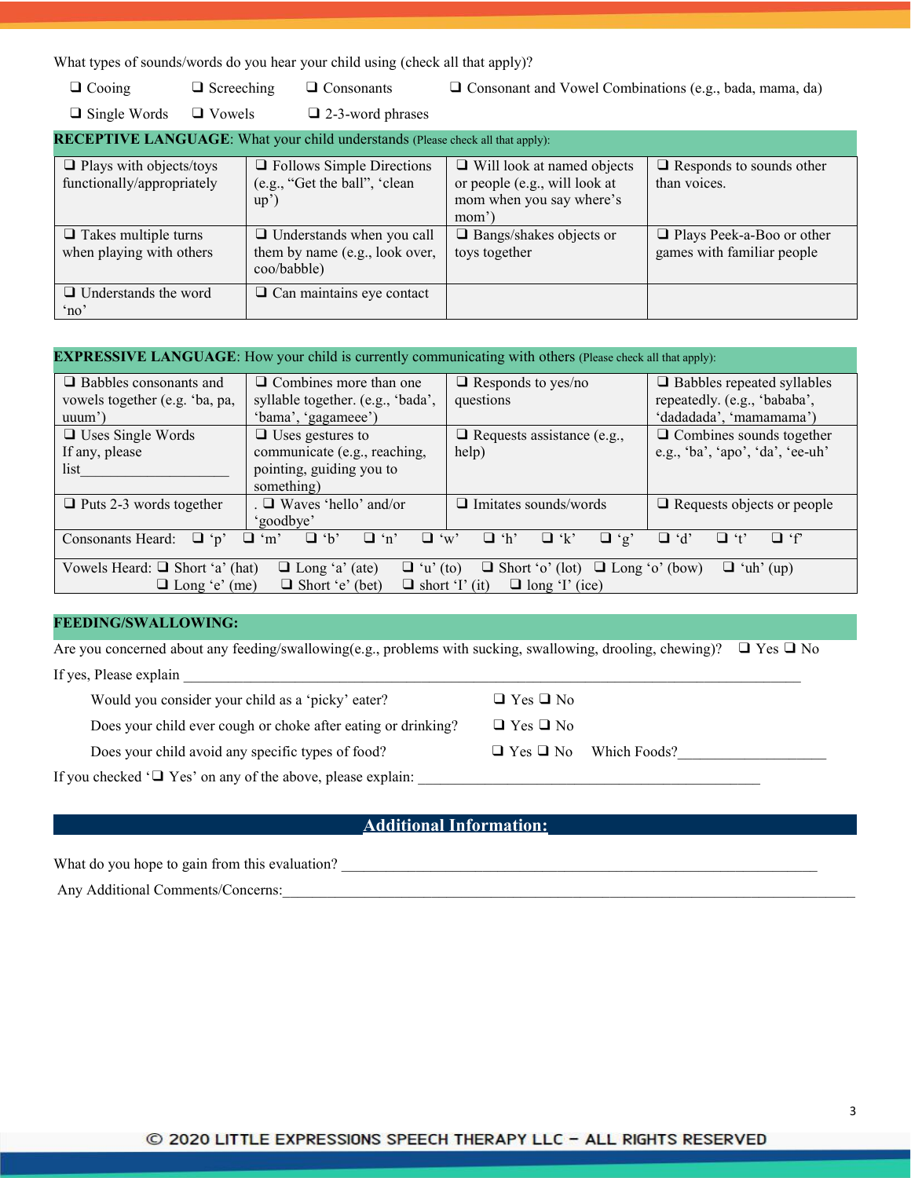What types of sounds/words do you hear your child using (check all that apply)?

❑ Cooing ❑ Screeching ❑ Consonants ❑ Consonant and Vowel Combinations (e.g., bada, mama, da)

❑ Single Words ❑ Vowels ❑ 2-3-word phrases

**RECEPTIVE LANGUAGE**: What your child understands (Please check all that apply):

| | | | |
|---|---|---|---|
| ❑ Plays with objects/toys functionally/appropriately | ❑ Follows Simple Directions (e.g., "Get the ball", 'clean up') | ❑ Will look at named objects or people (e.g., will look at mom when you say where's mom') | ❑ Responds to sounds other than voices. |
| ❑ Takes multiple turns when playing with others | ❑ Understands when you call them by name (e.g., look over, coo/babble) | ❑ Bangs/shakes objects or toys together | ❑ Plays Peek-a-Boo or other games with familiar people |
| ❑ Understands the word 'no' | ❑ Can maintains eye contact | | |

**EXPRESSIVE LANGUAGE**: How your child is currently communicating with others (Please check all that apply):

| | | | |
|---|---|---|---|
| ❑ Babbles consonants and vowels together (e.g. 'ba, pa, uuum') | ❑ Combines more than one syllable together. (e.g., 'bada', 'bama', 'gagameee') | ❑ Responds to yes/no questions | ❑ Babbles repeated syllables repeatedly. (e.g., 'bababa', 'dadadada', 'mamamama') |
| ❑ Uses Single Words If any, please list____________________ | ❑ Uses gestures to communicate (e.g., reaching, pointing, guiding you to something) | ❑ Requests assistance (e.g., help) | ❑ Combines sounds together e.g., 'ba', 'apo', 'da', 'ee-uh' |
| ❑ Puts 2-3 words together | . ❑ Waves 'hello' and/or 'goodbye' | ❑ Imitates sounds/words | ❑ Requests objects or people |
| Consonants Heard: ❑ 'p' ❑ 'm' ❑ 'b' ❑ 'n' ❑ 'w' ❑ 'h' ❑ 'k' ❑ 'g' ❑ 'd' ❑ 't' ❑ 'f' | | | |
| Vowels Heard: ❑ Short 'a' (hat) ❑ Long 'a' (ate) ❑ 'u' (to) ❑ Short 'o' (lot) ❑ Long 'o' (bow) ❑ 'uh' (up) ❑ Long 'e' (me) ❑ Short 'e' (bet) ❑ short 'I' (it) ❑ long 'I' (ice) | | | |

**FEEDING/SWALLOWING:**

Are you concerned about any feeding/swallowing(e.g., problems with sucking, swallowing, drooling, chewing)? ❑ Yes ❑ No

If yes, Please explain ______________________________________________________________________

Would you consider your child as a 'picky' eater? ❑ Yes ❑ No

Does your child ever cough or choke after eating or drinking? ❑ Yes ❑ No

Does your child avoid any specific types of food? ❑ Yes ❑ No Which Foods?____________________

If you checked '❑ Yes' on any of the above, please explain: ______________________________________________

## Additional Information:

What do you hope to gain from this evaluation? ______________________________________________________________

Any Additional Comments/Concerns:________________________________________________________________________

© 2020 LITTLE EXPRESSIONS SPEECH THERAPY LLC – ALL RIGHTS RESERVED